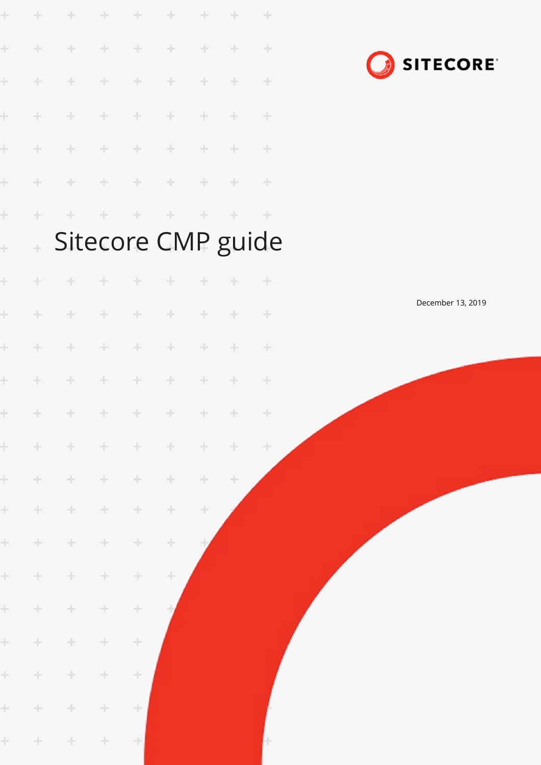SITECORE

# Sitecore CMP guide

December 13, 2019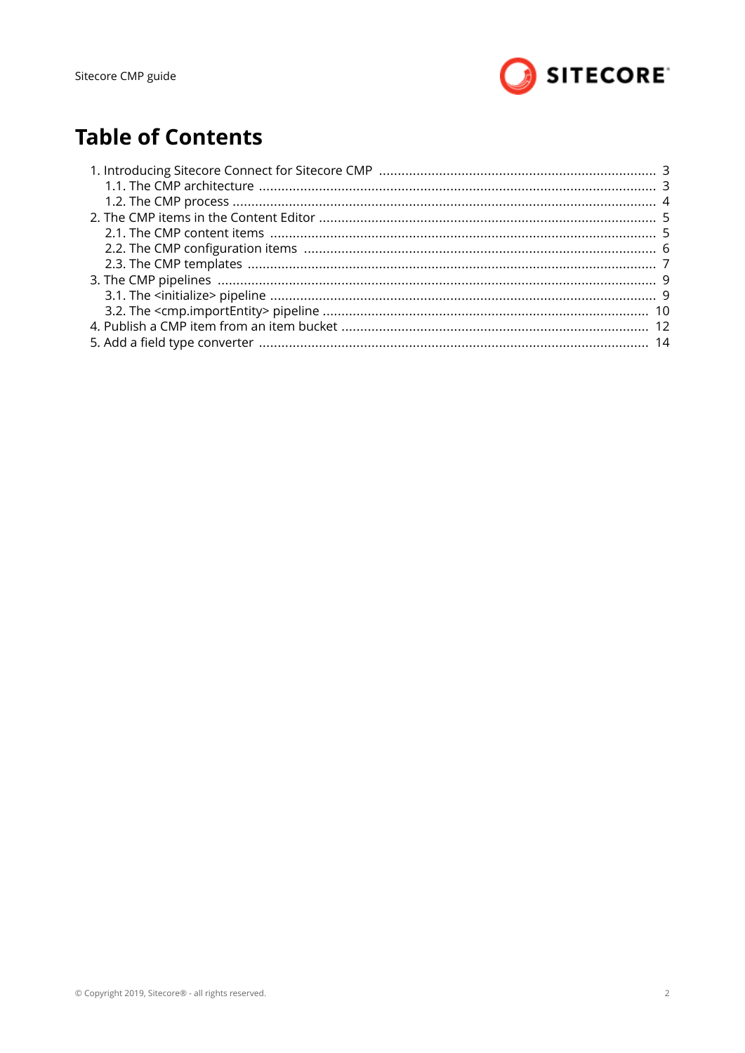# Table of Contents

- 1. Introducing Sitecore Connect for Sitecore CMP ..... 3
  - 1.1. The CMP architecture ..... 3
  - 1.2. The CMP process ..... 4
- 2. The CMP items in the Content Editor ..... 5
  - 2.1. The CMP content items ..... 5
  - 2.2. The CMP configuration items ..... 6
  - 2.3. The CMP templates ..... 7
- 3. The CMP pipelines ..... 9
  - 3.1. The <initialize> pipeline ..... 9
  - 3.2. The <cmp.importEntity> pipeline ..... 10
- 4. Publish a CMP item from an item bucket ..... 12
- 5. Add a field type converter ..... 14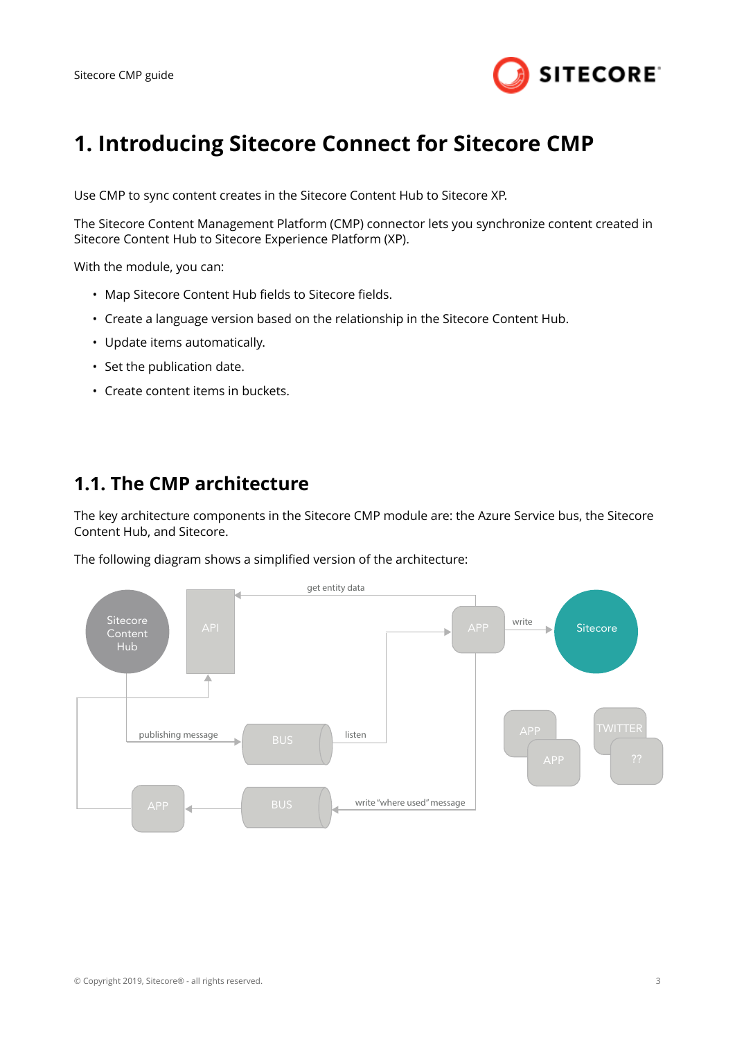# 1. Introducing Sitecore Connect for Sitecore CMP

Use CMP to sync content creates in the Sitecore Content Hub to Sitecore XP.

The Sitecore Content Management Platform (CMP) connector lets you synchronize content created in Sitecore Content Hub to Sitecore Experience Platform (XP).

With the module, you can:

- Map Sitecore Content Hub fields to Sitecore fields.
- Create a language version based on the relationship in the Sitecore Content Hub.
- Update items automatically.
- Set the publication date.
- Create content items in buckets.

## 1.1. The CMP architecture

The key architecture components in the Sitecore CMP module are: the Azure Service bus, the Sitecore Content Hub, and Sitecore.

The following diagram shows a simplified version of the architecture: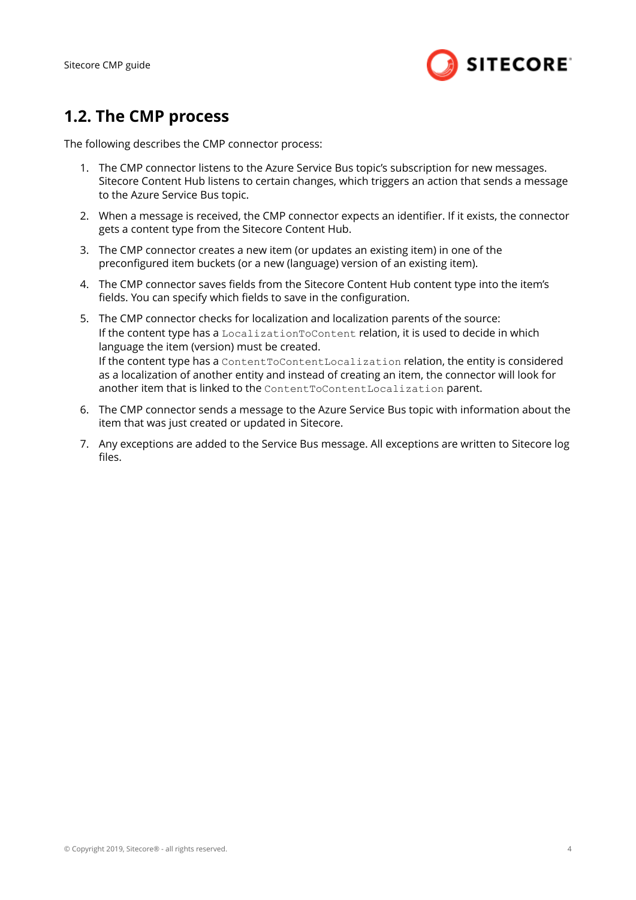## 1.2. The CMP process

The following describes the CMP connector process:

1. The CMP connector listens to the Azure Service Bus topic's subscription for new messages. Sitecore Content Hub listens to certain changes, which triggers an action that sends a message to the Azure Service Bus topic.
2. When a message is received, the CMP connector expects an identifier. If it exists, the connector gets a content type from the Sitecore Content Hub.
3. The CMP connector creates a new item (or updates an existing item) in one of the preconfigured item buckets (or a new (language) version of an existing item).
4. The CMP connector saves fields from the Sitecore Content Hub content type into the item's fields. You can specify which fields to save in the configuration.
5. The CMP connector checks for localization and localization parents of the source:
   If the content type has a `LocalizationToContent` relation, it is used to decide in which language the item (version) must be created.
   If the content type has a `ContentToContentLocalization` relation, the entity is considered as a localization of another entity and instead of creating an item, the connector will look for another item that is linked to the `ContentToContentLocalization` parent.
6. The CMP connector sends a message to the Azure Service Bus topic with information about the item that was just created or updated in Sitecore.
7. Any exceptions are added to the Service Bus message. All exceptions are written to Sitecore log files.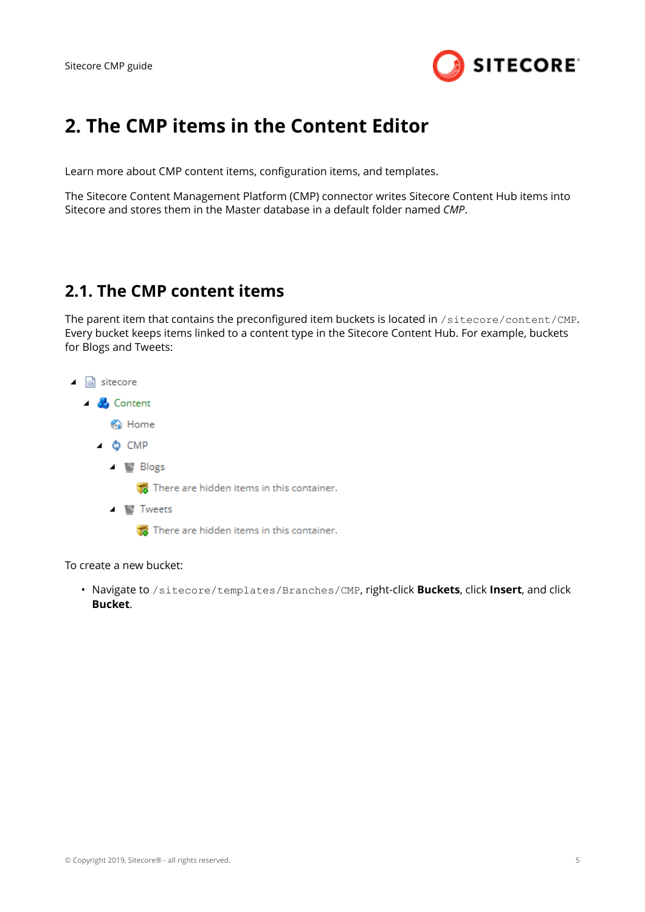# 2. The CMP items in the Content Editor

Learn more about CMP content items, configuration items, and templates.

The Sitecore Content Management Platform (CMP) connector writes Sitecore Content Hub items into Sitecore and stores them in the Master database in a default folder named *CMP*.

## 2.1. The CMP content items

The parent item that contains the preconfigured item buckets is located in `/sitecore/content/CMP`. Every bucket keeps items linked to a content type in the Sitecore Content Hub. For example, buckets for Blogs and Tweets:

- sitecore
  - Content
    - Home
    - CMP
      - Blogs
        - There are hidden items in this container.
      - Tweets
        - There are hidden items in this container.

To create a new bucket:

- Navigate to `/sitecore/templates/Branches/CMP`, right-click **Buckets**, click **Insert**, and click **Bucket**.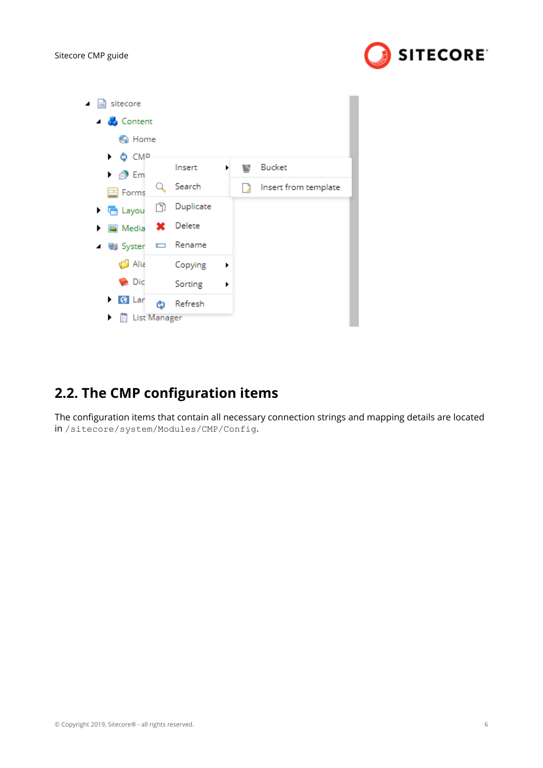## 2.2. The CMP configuration items

The configuration items that contain all necessary connection strings and mapping details are located in `/sitecore/system/Modules/CMP/Config`.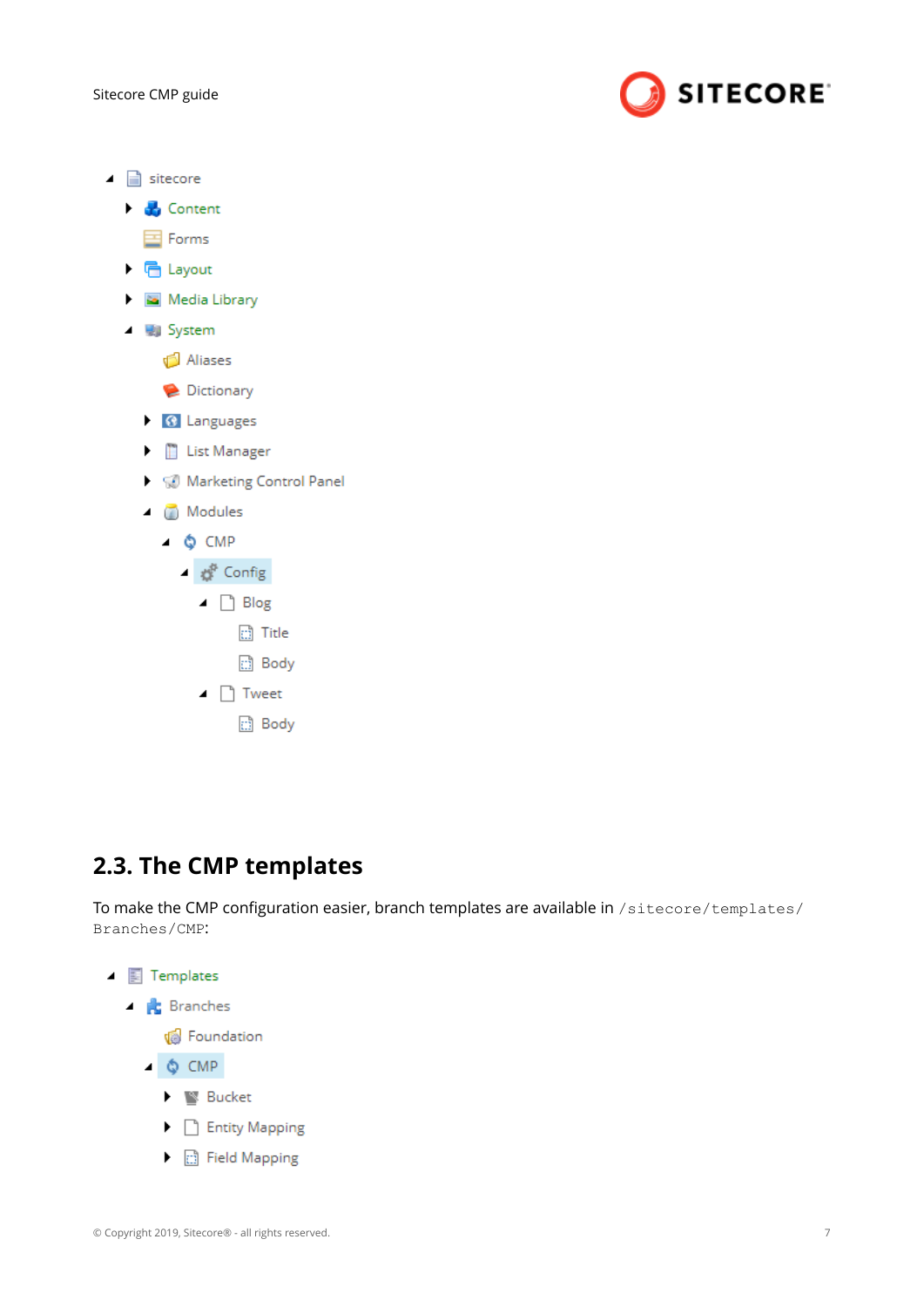- sitecore
  - Content
  - Forms
  - Layout
  - Media Library
  - System
    - Aliases
    - Dictionary
    - Languages
    - List Manager
    - Marketing Control Panel
    - Modules
      - CMP
        - Config
          - Blog
            - Title
            - Body
          - Tweet
            - Body

## 2.3. The CMP templates

To make the CMP configuration easier, branch templates are available in `/sitecore/templates/Branches/CMP`:

- Templates
  - Branches
    - Foundation
    - CMP
      - Bucket
      - Entity Mapping
      - Field Mapping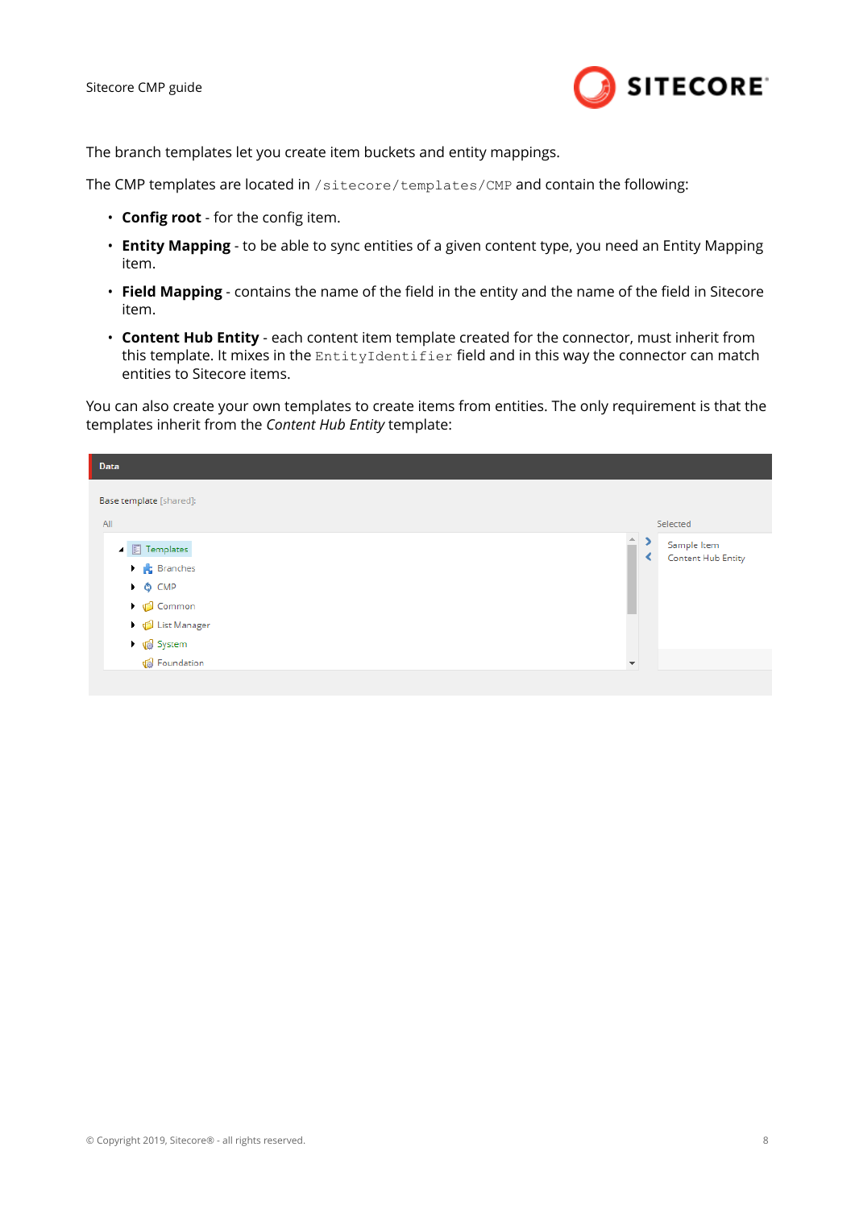The branch templates let you create item buckets and entity mappings.

The CMP templates are located in `/sitecore/templates/CMP` and contain the following:

- **Config root** - for the config item.
- **Entity Mapping** - to be able to sync entities of a given content type, you need an Entity Mapping item.
- **Field Mapping** - contains the name of the field in the entity and the name of the field in Sitecore item.
- **Content Hub Entity** - each content item template created for the connector, must inherit from this template. It mixes in the `EntityIdentifier` field and in this way the connector can match entities to Sitecore items.

You can also create your own templates to create items from entities. The only requirement is that the templates inherit from the *Content Hub Entity* template: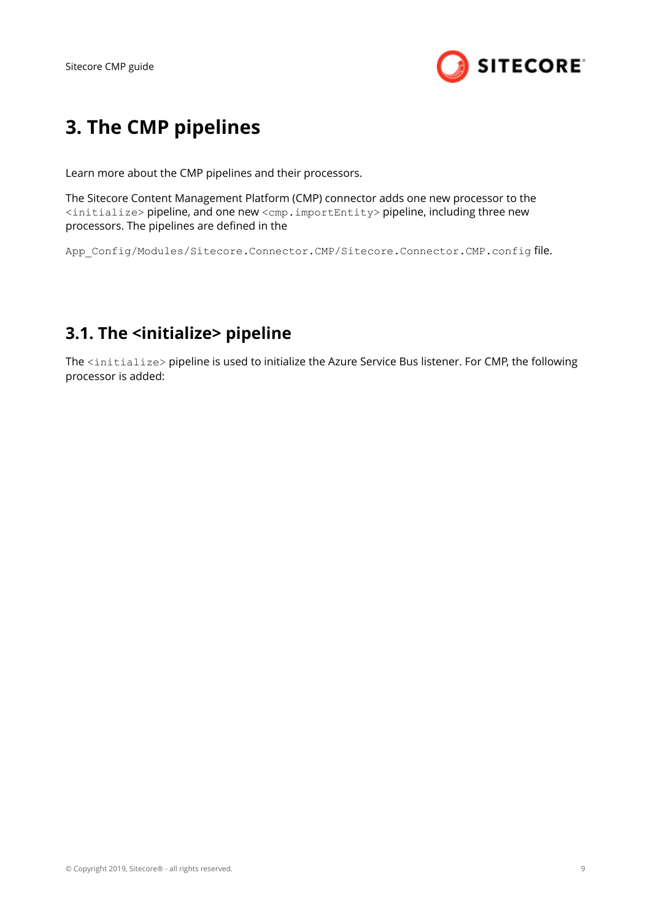# 3. The CMP pipelines

Learn more about the CMP pipelines and their processors.

The Sitecore Content Management Platform (CMP) connector adds one new processor to the `<initialize>` pipeline, and one new `<cmp.importEntity>` pipeline, including three new processors. The pipelines are defined in the

`App_Config/Modules/Sitecore.Connector.CMP/Sitecore.Connector.CMP.config` file.

## 3.1. The <initialize> pipeline

The `<initialize>` pipeline is used to initialize the Azure Service Bus listener. For CMP, the following processor is added: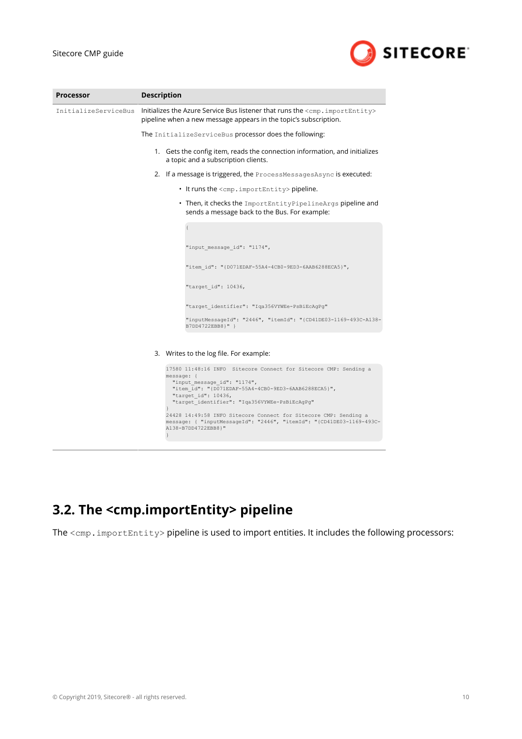| Processor | Description |
| --- | --- |
| `InitializeServiceBus` | Initializes the Azure Service Bus listener that runs the `<cmp.importEntity>` pipeline when a new message appears in the topic's subscription.<br><br>The `InitializeServiceBus` processor does the following:<br><br>1. Gets the config item, reads the connection information, and initializes a topic and a subscription clients.<br>2. If a message is triggered, the `ProcessMessagesAsync` is executed:<br>• It runs the `<cmp.importEntity>` pipeline.<br>• Then, it checks the `ImportEntityPipelineArgs` pipeline and sends a message back to the Bus. For example:<br>`{`<br>`"input_message_id": "1174",`<br>`"item_id": "{D071EDAF-55A4-4CB0-9ED3-6AAB6288ECA5}",`<br>`"target_id": 10436,`<br>`"target_identifier": "Iqa356VYWEe-PsBiEcAgPg"`<br>`"inputMessageId": "2446", "itemId": "{CD41DE03-1169-493C-A138-B7DD4722EBB8}" }`<br><br>3. Writes to the log file. For example:<br>`17580 11:48:16 INFO  Sitecore Connect for Sitecore CMP: Sending a message: {`<br>`"input_message_id": "1174",`<br>`"item_id": "{D071EDAF-55A4-4CB0-9ED3-6AAB6288ECA5}",`<br>`"target_id": 10436,`<br>`"target_identifier": "Iqa356VYWEe-PsBiEcAgPg"`<br>`}`<br>`24428 14:49:58 INFO Sitecore Connect for Sitecore CMP: Sending a message: { "inputMessageId": "2446", "itemId": "{CD41DE03-1169-493C-A138-B7DD4722EBB8}"`<br>`}` |

## 3.2. The <cmp.importEntity> pipeline

The `<cmp.importEntity>` pipeline is used to import entities. It includes the following processors: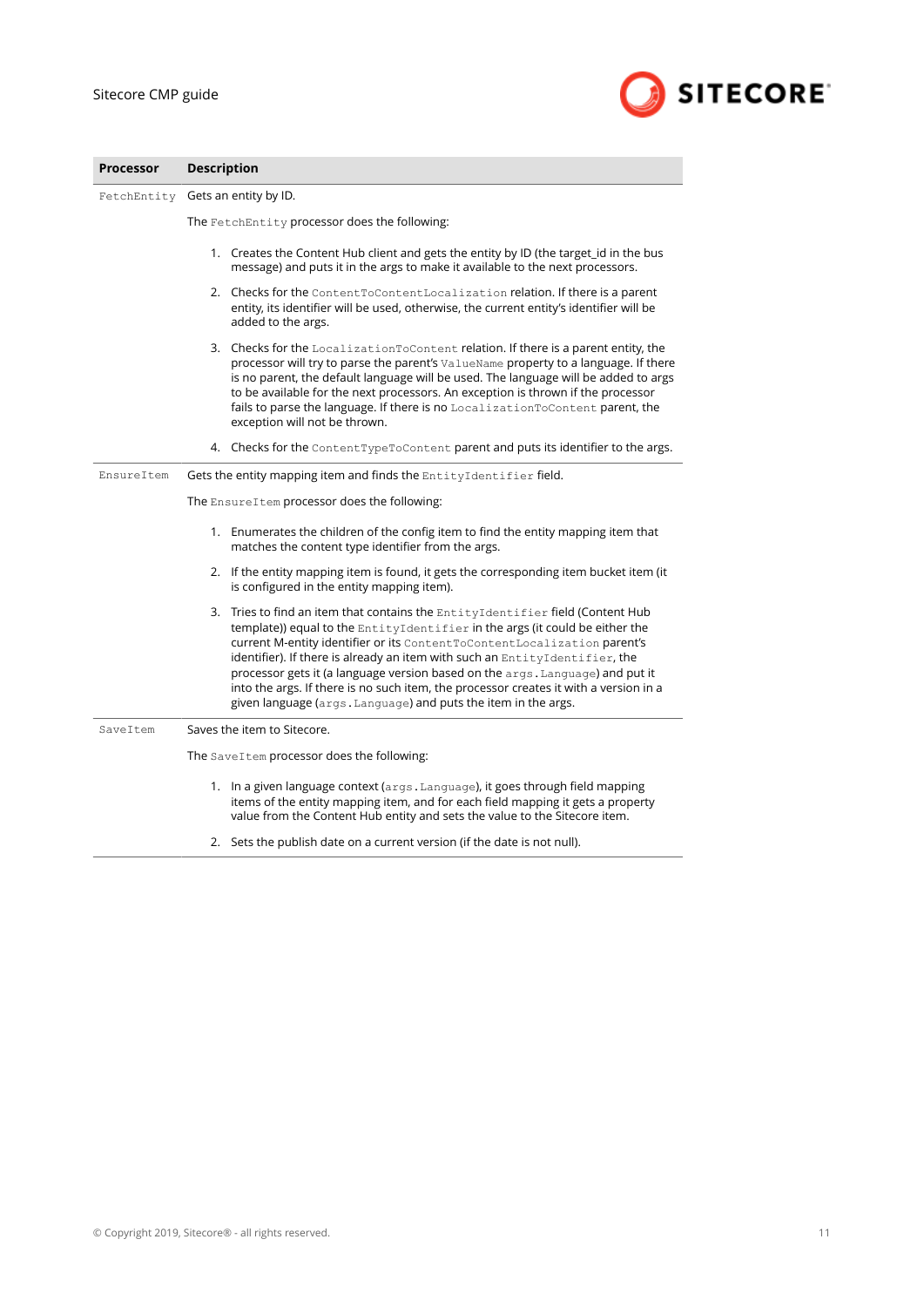| Processor | Description |
| --- | --- |
| `FetchEntity` | Gets an entity by ID.<br><br>The `FetchEntity` processor does the following:<br><br>1. Creates the Content Hub client and gets the entity by ID (the target_id in the bus message) and puts it in the args to make it available to the next processors.<br>2. Checks for the `ContentToContentLocalization` relation. If there is a parent entity, its identifier will be used, otherwise, the current entity's identifier will be added to the args.<br>3. Checks for the `LocalizationToContent` relation. If there is a parent entity, the processor will try to parse the parent's `ValueName` property to a language. If there is no parent, the default language will be used. The language will be added to args to be available for the next processors. An exception is thrown if the processor fails to parse the language. If there is no `LocalizationToContent` parent, the exception will not be thrown.<br>4. Checks for the `ContentTypeToContent` parent and puts its identifier to the args. |
| `EnsureItem` | Gets the entity mapping item and finds the `EntityIdentifier` field.<br><br>The `EnsureItem` processor does the following:<br><br>1. Enumerates the children of the config item to find the entity mapping item that matches the content type identifier from the args.<br>2. If the entity mapping item is found, it gets the corresponding item bucket item (it is configured in the entity mapping item).<br>3. Tries to find an item that contains the `EntityIdentifier` field (Content Hub template)) equal to the `EntityIdentifier` in the args (it could be either the current M-entity identifier or its `ContentToContentLocalization` parent's identifier). If there is already an item with such an `EntityIdentifier`, the processor gets it (a language version based on the `args.Language`) and put it into the args. If there is no such item, the processor creates it with a version in a given language (`args.Language`) and puts the item in the args. |
| `SaveItem` | Saves the item to Sitecore.<br><br>The `SaveItem` processor does the following:<br><br>1. In a given language context (`args.Language`), it goes through field mapping items of the entity mapping item, and for each field mapping it gets a property value from the Content Hub entity and sets the value to the Sitecore item.<br>2. Sets the publish date on a current version (if the date is not null). |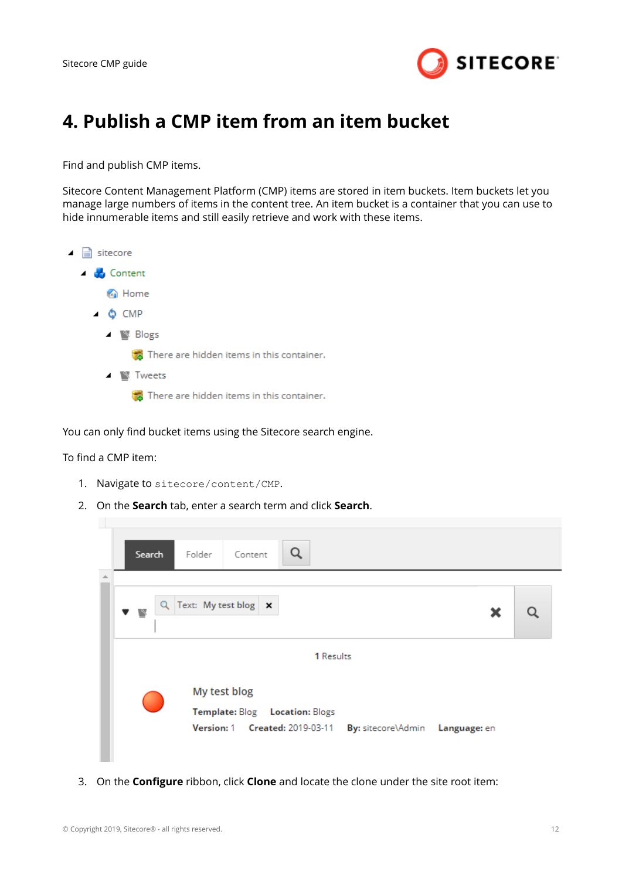# 4. Publish a CMP item from an item bucket

Find and publish CMP items.

Sitecore Content Management Platform (CMP) items are stored in item buckets. Item buckets let you manage large numbers of items in the content tree. An item bucket is a container that you can use to hide innumerable items and still easily retrieve and work with these items.

You can only find bucket items using the Sitecore search engine.

To find a CMP item:

1. Navigate to `sitecore/content/CMP`.
2. On the **Search** tab, enter a search term and click **Search**.
3. On the **Configure** ribbon, click **Clone** and locate the clone under the site root item: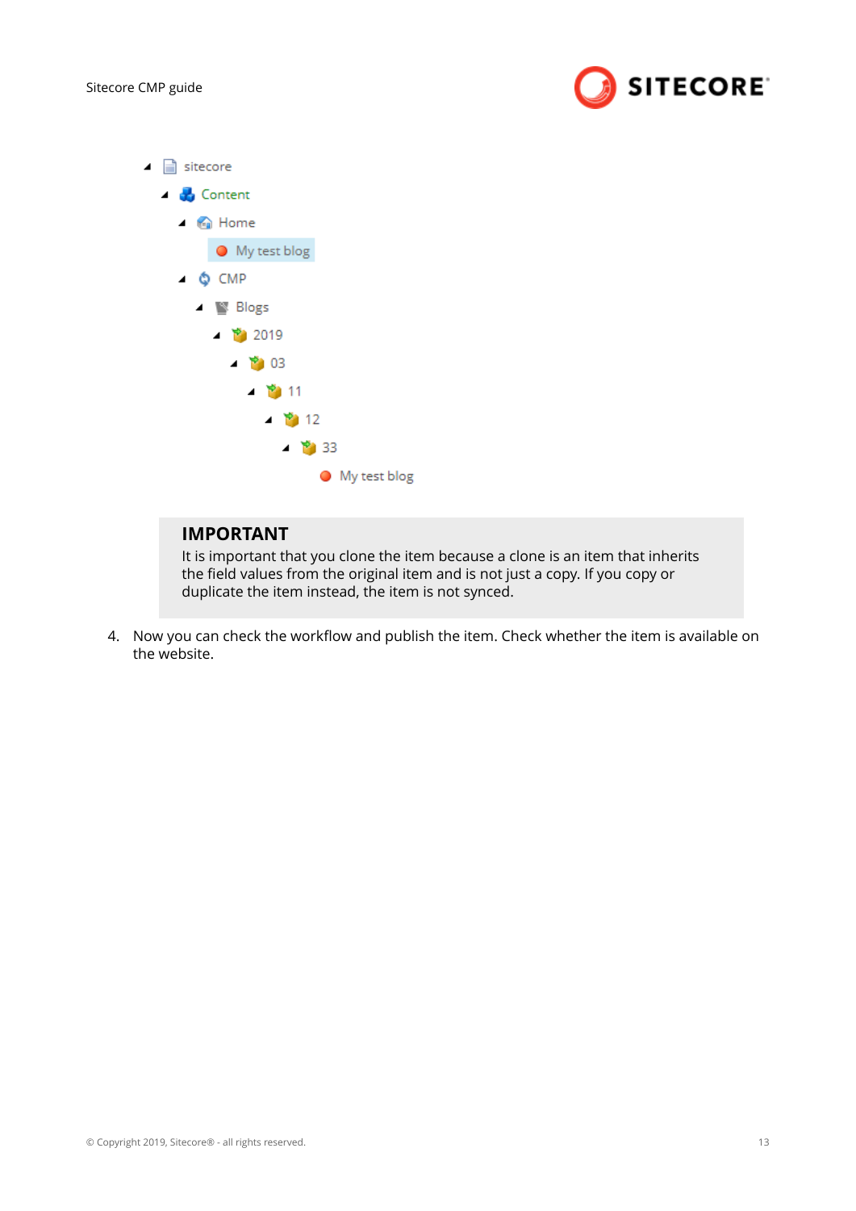- sitecore
  - Content
    - Home
      - My test blog
    - CMP
      - Blogs
        - 2019
          - 03
            - 11
              - 12
                - 33
                  - My test blog

> **IMPORTANT**
>
> It is important that you clone the item because a clone is an item that inherits the field values from the original item and is not just a copy. If you copy or duplicate the item instead, the item is not synced.

4. Now you can check the workflow and publish the item. Check whether the item is available on the website.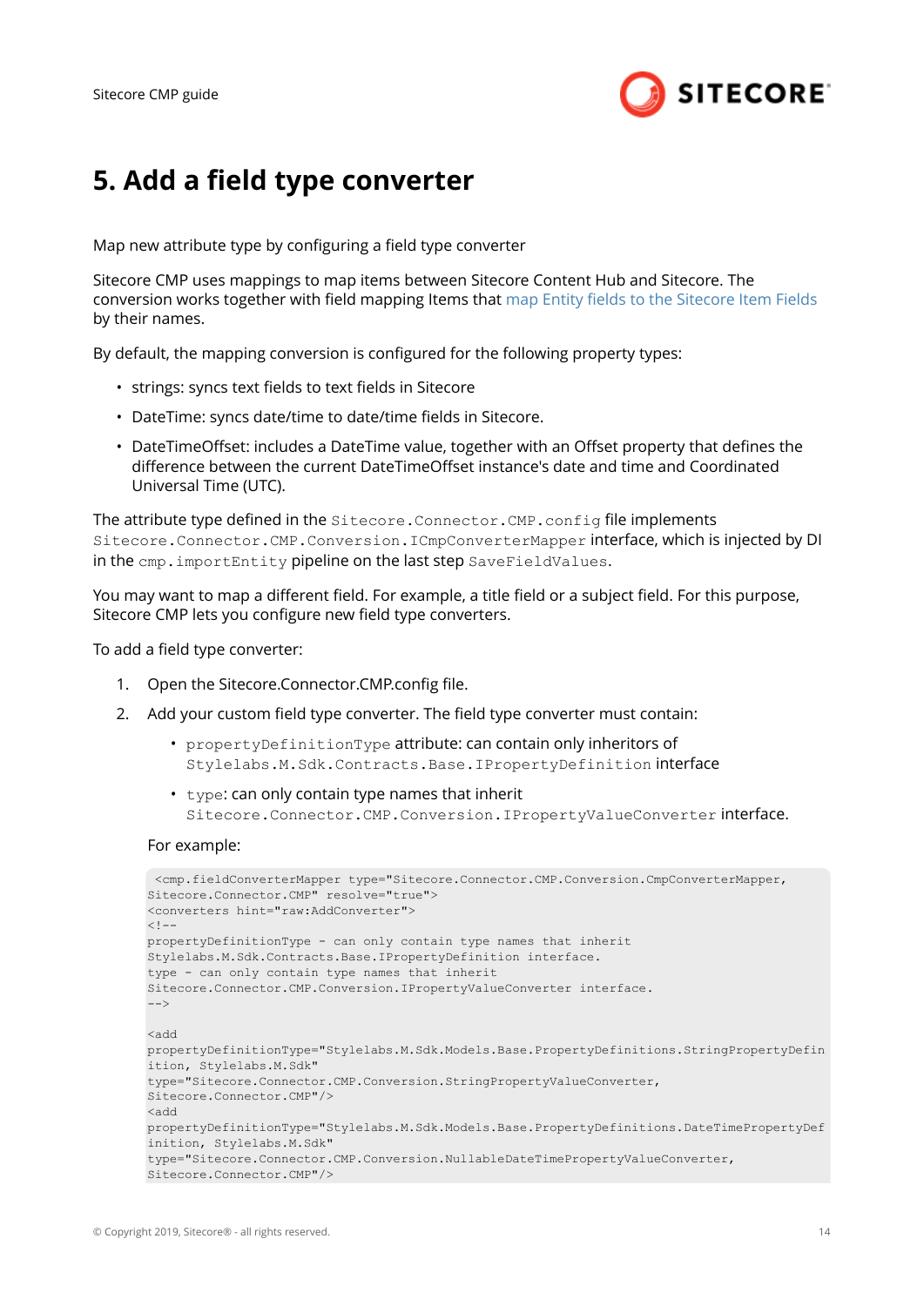# 5. Add a field type converter

Map new attribute type by configuring a field type converter

Sitecore CMP uses mappings to map items between Sitecore Content Hub and Sitecore. The conversion works together with field mapping Items that map Entity fields to the Sitecore Item Fields by their names.

By default, the mapping conversion is configured for the following property types:

- strings: syncs text fields to text fields in Sitecore
- DateTime: syncs date/time to date/time fields in Sitecore.
- DateTimeOffset: includes a DateTime value, together with an Offset property that defines the difference between the current DateTimeOffset instance's date and time and Coordinated Universal Time (UTC).

The attribute type defined in the `Sitecore.Connector.CMP.config` file implements `Sitecore.Connector.CMP.Conversion.ICmpConverterMapper` interface, which is injected by DI in the `cmp.importEntity` pipeline on the last step `SaveFieldValues`.

You may want to map a different field. For example, a title field or a subject field. For this purpose, Sitecore CMP lets you configure new field type converters.

To add a field type converter:

1. Open the Sitecore.Connector.CMP.config file.
2. Add your custom field type converter. The field type converter must contain:
    - `propertyDefinitionType` attribute: can contain only inheritors of `Stylelabs.M.Sdk.Contracts.Base.IPropertyDefinition` interface
    - `type`: can only contain type names that inherit `Sitecore.Connector.CMP.Conversion.IPropertyValueConverter` interface.

    For example:

```
 <cmp.fieldConverterMapper type="Sitecore.Connector.CMP.Conversion.CmpConverterMapper,
Sitecore.Connector.CMP" resolve="true">
<converters hint="raw:AddConverter">
<!--
propertyDefinitionType - can only contain type names that inherit
Stylelabs.M.Sdk.Contracts.Base.IPropertyDefinition interface.
type - can only contain type names that inherit
Sitecore.Connector.CMP.Conversion.IPropertyValueConverter interface.
-->

<add
propertyDefinitionType="Stylelabs.M.Sdk.Models.Base.PropertyDefinitions.StringPropertyDefin
ition, Stylelabs.M.Sdk"
type="Sitecore.Connector.CMP.Conversion.StringPropertyValueConverter,
Sitecore.Connector.CMP"/>
<add
propertyDefinitionType="Stylelabs.M.Sdk.Models.Base.PropertyDefinitions.DateTimePropertyDef
inition, Stylelabs.M.Sdk"
type="Sitecore.Connector.CMP.Conversion.NullableDateTimePropertyValueConverter,
Sitecore.Connector.CMP"/>
```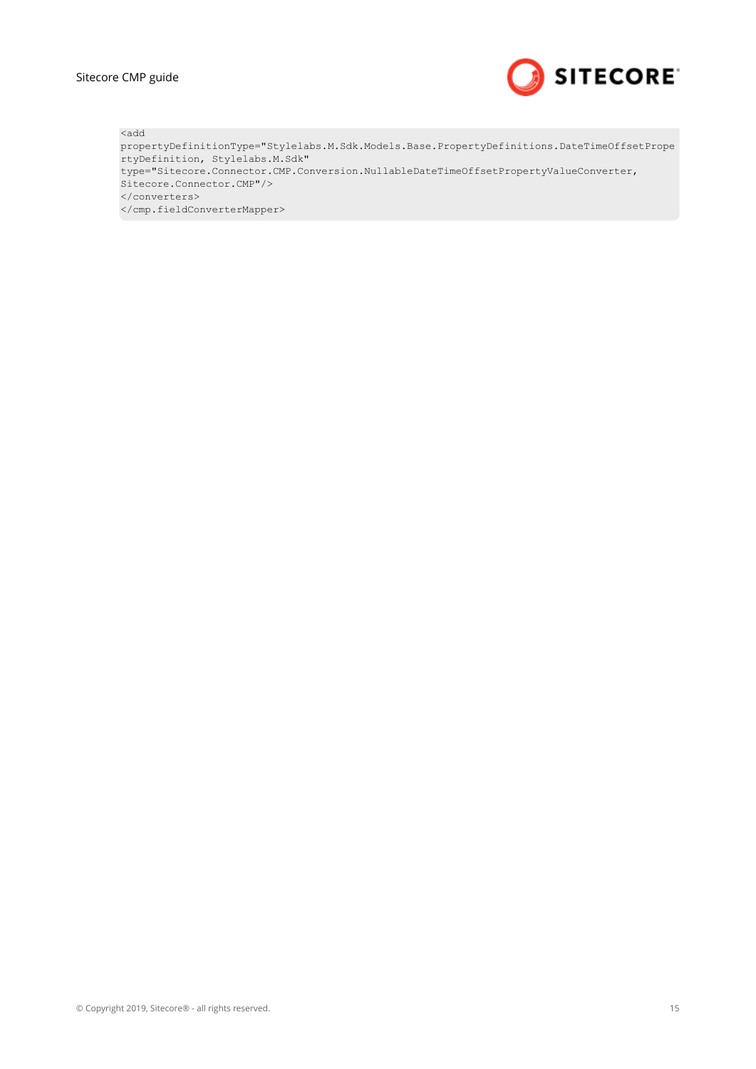```
<add
propertyDefinitionType="Stylelabs.M.Sdk.Models.Base.PropertyDefinitions.DateTimeOffsetPrope
rtyDefinition, Stylelabs.M.Sdk"
type="Sitecore.Connector.CMP.Conversion.NullableDateTimeOffsetPropertyValueConverter,
Sitecore.Connector.CMP"/>
</converters>
</cmp.fieldConverterMapper>
```